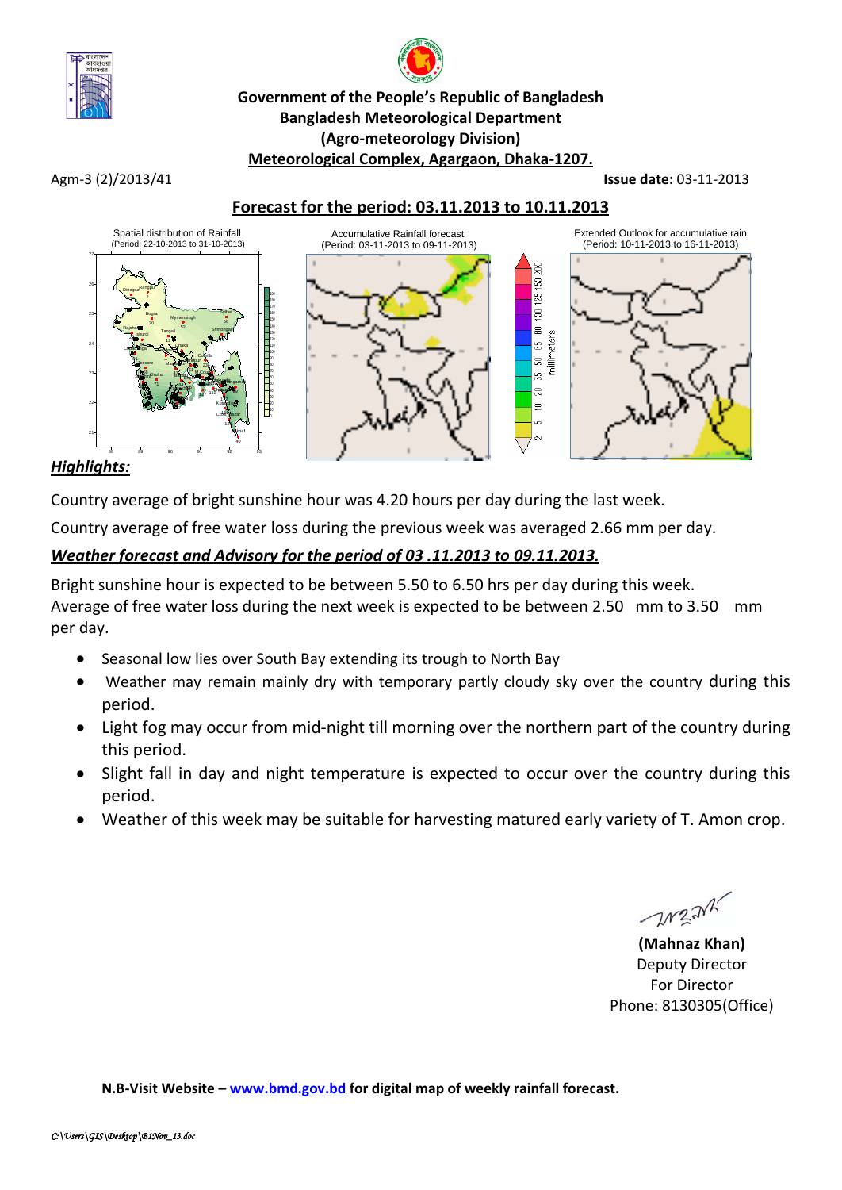**Government of the People's Republic of Bangladesh**
**Bangladesh Meteorological Department**
**(Agro-meteorology Division)**
**Meteorological Complex, Agargaon, Dhaka-1207.**

Agm-3 (2)/2013/41 **Issue date:** 03-11-2013

## Forecast for the period: 03.11.2013 to 10.11.2013

Spatial distribution of Rainfall (Period: 22-10-2013 to 31-10-2013)

Accumulative Rainfall forecast (Period: 03-11-2013 to 09-11-2013)

Extended Outlook for accumulative rain (Period: 10-11-2013 to 16-11-2013)

### *Highlights:*

Country average of bright sunshine hour was 4.20 hours per day during the last week.

Country average of free water loss during the previous week was averaged 2.66 mm per day.

### *Weather forecast and Advisory for the period of 03 .11.2013 to 09.11.2013.*

Bright sunshine hour is expected to be between 5.50 to 6.50 hrs per day during this week.
Average of free water loss during the next week is expected to be between 2.50 mm to 3.50 mm per day.

- Seasonal low lies over South Bay extending its trough to North Bay
- Weather may remain mainly dry with temporary partly cloudy sky over the country during this period.
- Light fog may occur from mid-night till morning over the northern part of the country during this period.
- Slight fall in day and night temperature is expected to occur over the country during this period.
- Weather of this week may be suitable for harvesting matured early variety of T. Amon crop.

**(Mahnaz Khan)**
Deputy Director
For Director
Phone: 8130305(Office)

**N.B-Visit Website – www.bmd.gov.bd for digital map of weekly rainfall forecast.**

*C:\Users\GIS\Desktop\B1Nov_13.doc*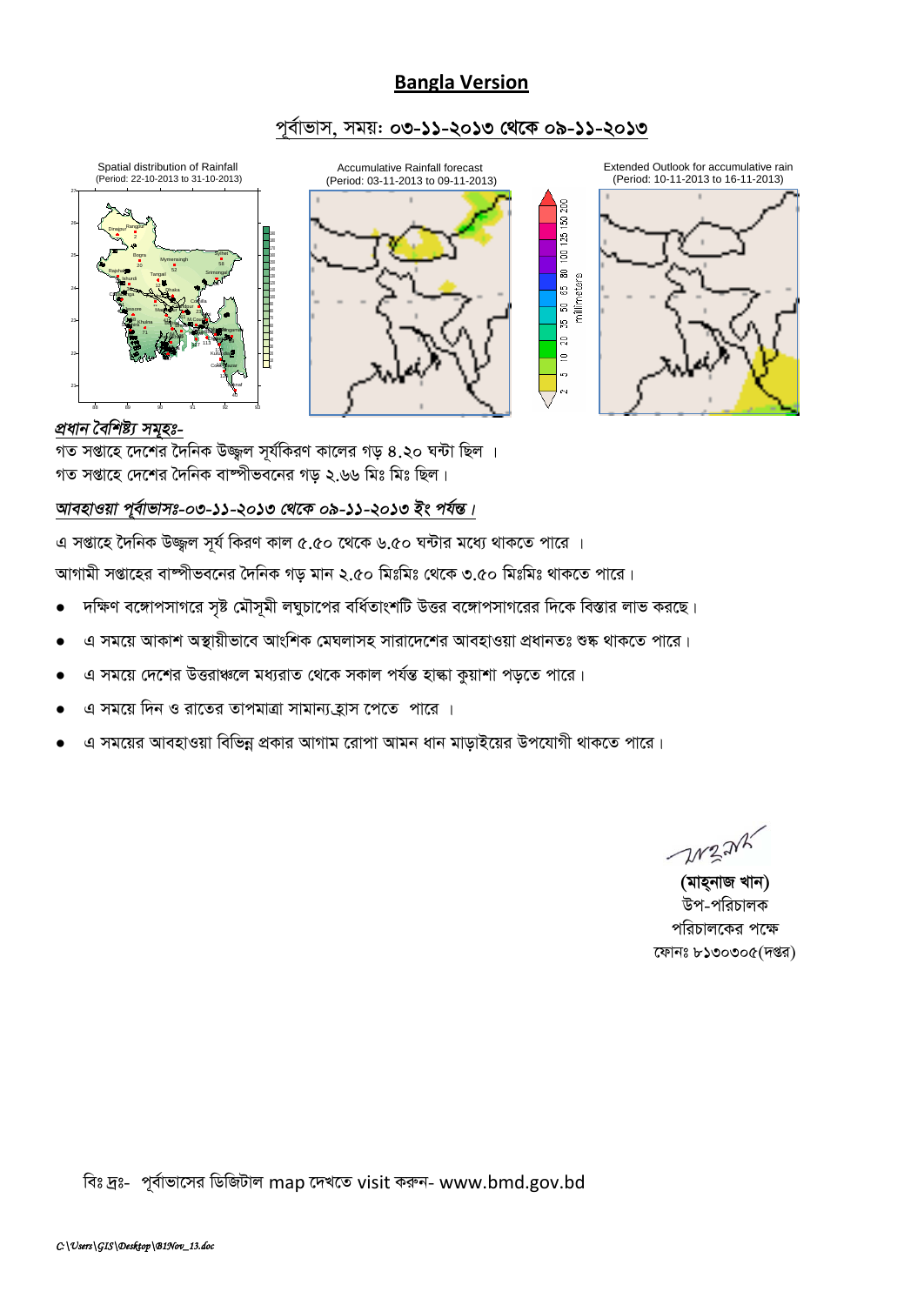## Bangla Version

### পূর্বাভাস, সময়: ০৩-১১-২০১৩ থেকে ০৯-১১-২০১৩

Spatial distribution of Rainfall (Period: 22-10-2013 to 31-10-2013)

Accumulative Rainfall forecast (Period: 03-11-2013 to 09-11-2013)

Extended Outlook for accumulative rain (Period: 10-11-2013 to 16-11-2013)

***প্রধান বৈশিষ্ট্য সমূহঃ-***

গত সপ্তাহে দেশের দৈনিক উজ্জ্বল সূর্যকিরণ কালের গড় ৪.২০ ঘন্টা ছিল ।
গত সপ্তাহে দেশের দৈনিক বাষ্পীভবনের গড় ২.৬৬ মিঃ মিঃ ছিল।

***আবহাওয়া পূর্বাভাসঃ-০৩-১১-২০১৩ থেকে ০৯-১১-২০১৩ ইং পর্যন্ত।***

এ সপ্তাহে দৈনিক উজ্জ্বল সূর্য কিরণ কাল ৫.৫০ থেকে ৬.৫০ ঘন্টার মধ্যে থাকতে পারে ।

আগামী সপ্তাহের বাষ্পীভবনের দৈনিক গড় মান ২.৫০ মিঃমিঃ থেকে ৩.৫০ মিঃমিঃ থাকতে পারে।

- দক্ষিণ বঙ্গোপসাগরে সৃষ্ট মৌসুমী লঘুচাপের বর্ধিতাংশটি উত্তর বঙ্গোপসাগরের দিকে বিস্তার লাভ করছে।
- এ সময়ে আকাশ অস্থায়ীভাবে আংশিক মেঘলাসহ সারাদেশের আবহাওয়া প্রধানতঃ শুষ্ক থাকতে পারে।
- এ সময়ে দেশের উত্তরাঞ্চলে মধ্যরাত থেকে সকাল পর্যন্ত হাল্কা কুয়াশা পড়তে পারে।
- এ সময়ে দিন ও রাতের তাপমাত্রা সামান্য হ্রাস পেতে পারে ।
- এ সময়ের আবহাওয়া বিভিন্ন প্রকার আগাম রোপা আমন ধান মাড়াইয়ের উপযোগী থাকতে পারে।

**(মাহ্নাজ খান)**
উপ-পরিচালক
পরিচালকের পক্ষে
ফোনঃ ৮১৩০৩০৫(দপ্তর)

বিঃ দ্রঃ- পূর্বাভাসের ডিজিটাল map দেখতে visit করুন- www.bmd.gov.bd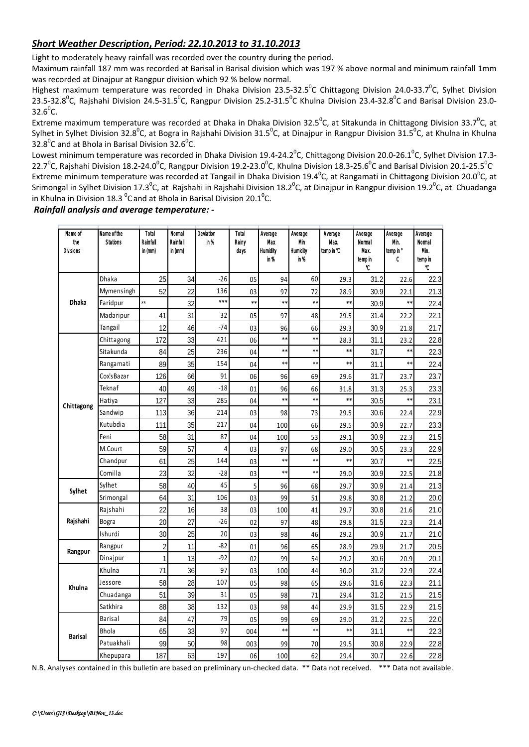## *Short Weather Description, Period: 22.10.2013 to 31.10.2013*

Light to moderately heavy rainfall was recorded over the country during the period.

Maximum rainfall 187 mm was recorded at Barisal in Barisal division which was 197 % above normal and minimum rainfall 1mm was recorded at Dinajpur at Rangpur division which 92 % below normal.

Highest maximum temperature was recorded in Dhaka Division 23.5-32.5$^0$C Chittagong Division 24.0-33.7$^0$C, Sylhet Division 23.5-32.8$^0$C, Rajshahi Division 24.5-31.5$^0$C, Rangpur Division 25.2-31.5$^0$C Khulna Division 23.4-32.8$^0$C and Barisal Division 23.0-32.6$^0$C.

Extreme maximum temperature was recorded at Dhaka in Dhaka Division 32.5$^0$C, at Sitakunda in Chittagong Division 33.7$^0$C, at Sylhet in Sylhet Division 32.8$^0$C, at Bogra in Rajshahi Division 31.5$^0$C, at Dinajpur in Rangpur Division 31.5$^0$C, at Khulna in Khulna 32.8$^0$C and at Bhola in Barisal Division 32.6$^0$C.

Lowest minimum temperature was recorded in Dhaka Division 19.4-24.2$^0$C, Chittagong Division 20.0-26.1$^0$C, Sylhet Division 17.3-22.7$^0$C, Rajshahi Division 18.2-24.0$^0$C, Rangpur Division 19.2-23.0$^0$C, Khulna Division 18.3-25.6$^0$C and Barisal Division 20.1-25.5$^0$C.

Extreme minimum temperature was recorded at Tangail in Dhaka Division 19.4$^0$C, at Rangamati in Chittagong Division 20.0$^0$C, at Srimongal in Sylhet Division 17.3$^0$C, at Rajshahi in Rajshahi Division 18.2$^0$C, at Dinajpur in Rangpur division 19.2$^0$C, at Chuadanga in Khulna in Division 18.3 $^0$C and at Bhola in Barisal Division 20.1$^0$C.

***Rainfall analysis and average temperature: -***

| Name of the Divisions | Name of the Stations | Total Rainfall in (mm) | Normal Rainfall in (mm) | Deviation in % | Total Rainy days | Average Max Humidity in % | Average Min Humidity in % | Average Max. temp in ℃ | Average Normal Max. temp in ℃ | Average Min. temp in ° C | Average Normal Min. temp in ℃ |
|---|---|---|---|---|---|---|---|---|---|---|---|
| Dhaka | Dhaka | 25 | 34 | -26 | 05 | 94 | 60 | 29.3 | 31.2 | 22.6 | 22.3 |
| | Mymensingh | 52 | 22 | 136 | 03 | 97 | 72 | 28.9 | 30.9 | 22.1 | 21.3 |
| | Faridpur | ** | 32 | *** | ** | ** | ** | ** | 30.9 | ** | 22.4 |
| | Madaripur | 41 | 31 | 32 | 05 | 97 | 48 | 29.5 | 31.4 | 22.2 | 22.1 |
| | Tangail | 12 | 46 | -74 | 03 | 96 | 66 | 29.3 | 30.9 | 21.8 | 21.7 |
| Chittagong | Chittagong | 172 | 33 | 421 | 06 | ** | ** | 28.3 | 31.1 | 23.2 | 22.8 |
| | Sitakunda | 84 | 25 | 236 | 04 | ** | ** | ** | 31.7 | ** | 22.3 |
| | Rangamati | 89 | 35 | 154 | 04 | ** | ** | ** | 31.1 | ** | 22.4 |
| | Cox'sBazar | 126 | 66 | 91 | 06 | 96 | 69 | 29.6 | 31.7 | 23.7 | 23.7 |
| | Teknaf | 40 | 49 | -18 | 01 | 96 | 66 | 31.8 | 31.3 | 25.3 | 23.3 |
| | Hatiya | 127 | 33 | 285 | 04 | ** | ** | ** | 30.5 | ** | 23.1 |
| | Sandwip | 113 | 36 | 214 | 03 | 98 | 73 | 29.5 | 30.6 | 22.4 | 22.9 |
| | Kutubdia | 111 | 35 | 217 | 04 | 100 | 66 | 29.5 | 30.9 | 22.7 | 23.3 |
| | Feni | 58 | 31 | 87 | 04 | 100 | 53 | 29.1 | 30.9 | 22.3 | 21.5 |
| | M.Court | 59 | 57 | 4 | 03 | 97 | 68 | 29.0 | 30.5 | 23.3 | 22.9 |
| | Chandpur | 61 | 25 | 144 | 03 | ** | ** | ** | 30.7 | ** | 22.5 |
| | Comilla | 23 | 32 | -28 | 03 | ** | ** | 29.0 | 30.9 | 22.5 | 21.8 |
| Sylhet | Sylhet | 58 | 40 | 45 | 5 | 96 | 68 | 29.7 | 30.9 | 21.4 | 21.3 |
| | Srimongal | 64 | 31 | 106 | 03 | 99 | 51 | 29.8 | 30.8 | 21.2 | 20.0 |
| Rajshahi | Rajshahi | 22 | 16 | 38 | 03 | 100 | 41 | 29.7 | 30.8 | 21.6 | 21.0 |
| | Bogra | 20 | 27 | -26 | 02 | 97 | 48 | 29.8 | 31.5 | 22.3 | 21.4 |
| | Ishurdi | 30 | 25 | 20 | 03 | 98 | 46 | 29.2 | 30.9 | 21.7 | 21.0 |
| Rangpur | Rangpur | 2 | 11 | -82 | 01 | 96 | 65 | 28.9 | 29.9 | 21.7 | 20.5 |
| | Dinajpur | 1 | 13 | -92 | 02 | 99 | 54 | 29.2 | 30.6 | 20.9 | 20.1 |
| Khulna | Khulna | 71 | 36 | 97 | 03 | 100 | 44 | 30.0 | 31.2 | 22.9 | 22.4 |
| | Jessore | 58 | 28 | 107 | 05 | 98 | 65 | 29.6 | 31.6 | 22.3 | 21.1 |
| | Chuadanga | 51 | 39 | 31 | 05 | 98 | 71 | 29.4 | 31.2 | 21.5 | 21.5 |
| | Satkhira | 88 | 38 | 132 | 03 | 98 | 44 | 29.9 | 31.5 | 22.9 | 21.5 |
| Barisal | Barisal | 84 | 47 | 79 | 05 | 99 | 69 | 29.0 | 31.2 | 22.5 | 22.0 |
| | Bhola | 65 | 33 | 97 | 004 | ** | ** | ** | 31.1 | ** | 22.3 |
| | Patuakhali | 99 | 50 | 98 | 003 | 99 | 70 | 29.5 | 30.8 | 22.9 | 22.8 |
| | Khepupara | 187 | 63 | 197 | 06 | 100 | 62 | 29.4 | 30.7 | 22.6 | 22.8 |

N.B. Analyses contained in this bulletin are based on preliminary un-checked data. ** Data not received. *** Data not available.

*C:\Users\GIS\Desktop\B1Nov_13.doc*